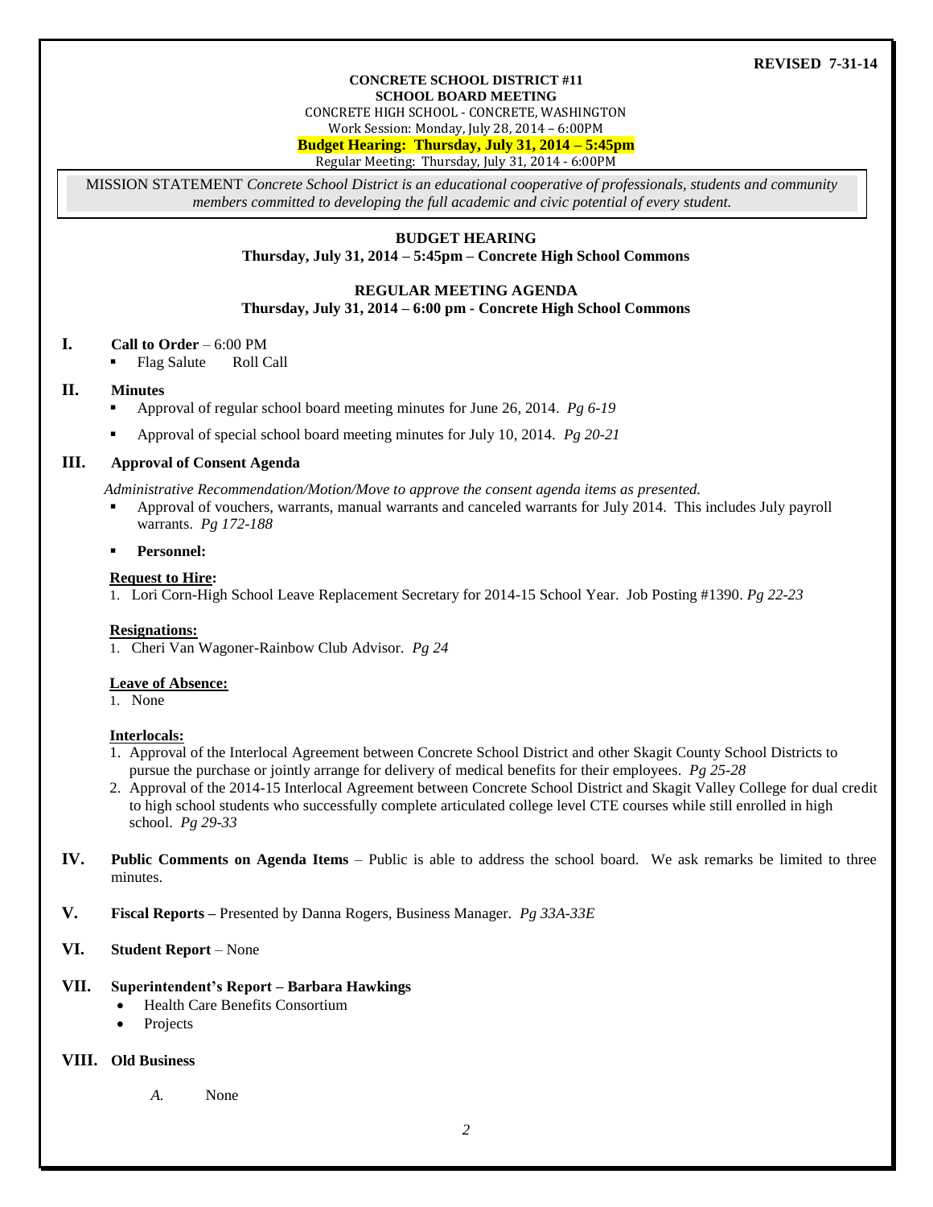**REVISED 7-31-14**

**CONCRETE SCHOOL DISTRICT #11**
**SCHOOL BOARD MEETING**
CONCRETE HIGH SCHOOL - CONCRETE, WASHINGTON
Work Session: Monday, July 28, 2014 – 6:00PM
**Budget Hearing: Thursday, July 31, 2014 – 5:45pm**
Regular Meeting: Thursday, July 31, 2014 - 6:00PM

MISSION STATEMENT *Concrete School District is an educational cooperative of professionals, students and community members committed to developing the full academic and civic potential of every student.*

**BUDGET HEARING**
**Thursday, July 31, 2014 – 5:45pm – Concrete High School Commons**

**REGULAR MEETING AGENDA**
**Thursday, July 31, 2014 – 6:00 pm - Concrete High School Commons**

## I. **Call to Order** – 6:00 PM

- Flag Salute    Roll Call

## II. **Minutes**

- Approval of regular school board meeting minutes for June 26, 2014. *Pg 6-19*
- Approval of special school board meeting minutes for July 10, 2014. *Pg 20-21*

## III. **Approval of Consent Agenda**

*Administrative Recommendation/Motion/Move to approve the consent agenda items as presented.*

- Approval of vouchers, warrants, manual warrants and canceled warrants for July 2014. This includes July payroll warrants. *Pg 172-188*
- **Personnel:**

**Request to Hire:**

1. Lori Corn-High School Leave Replacement Secretary for 2014-15 School Year. Job Posting #1390. *Pg 22-23*

**Resignations:**

1. Cheri Van Wagoner-Rainbow Club Advisor. *Pg 24*

**Leave of Absence:**

1. None

**Interlocals:**

1. Approval of the Interlocal Agreement between Concrete School District and other Skagit County School Districts to pursue the purchase or jointly arrange for delivery of medical benefits for their employees. *Pg 25-28*
2. Approval of the 2014-15 Interlocal Agreement between Concrete School District and Skagit Valley College for dual credit to high school students who successfully complete articulated college level CTE courses while still enrolled in high school. *Pg 29-33*

## IV. **Public Comments on Agenda Items** – Public is able to address the school board. We ask remarks be limited to three minutes.

## V. **Fiscal Reports –** Presented by Danna Rogers, Business Manager. *Pg 33A-33E*

## VI. **Student Report** – None

## VII. **Superintendent's Report – Barbara Hawkings**

- Health Care Benefits Consortium
- Projects

## VIII. **Old Business**

*A.* None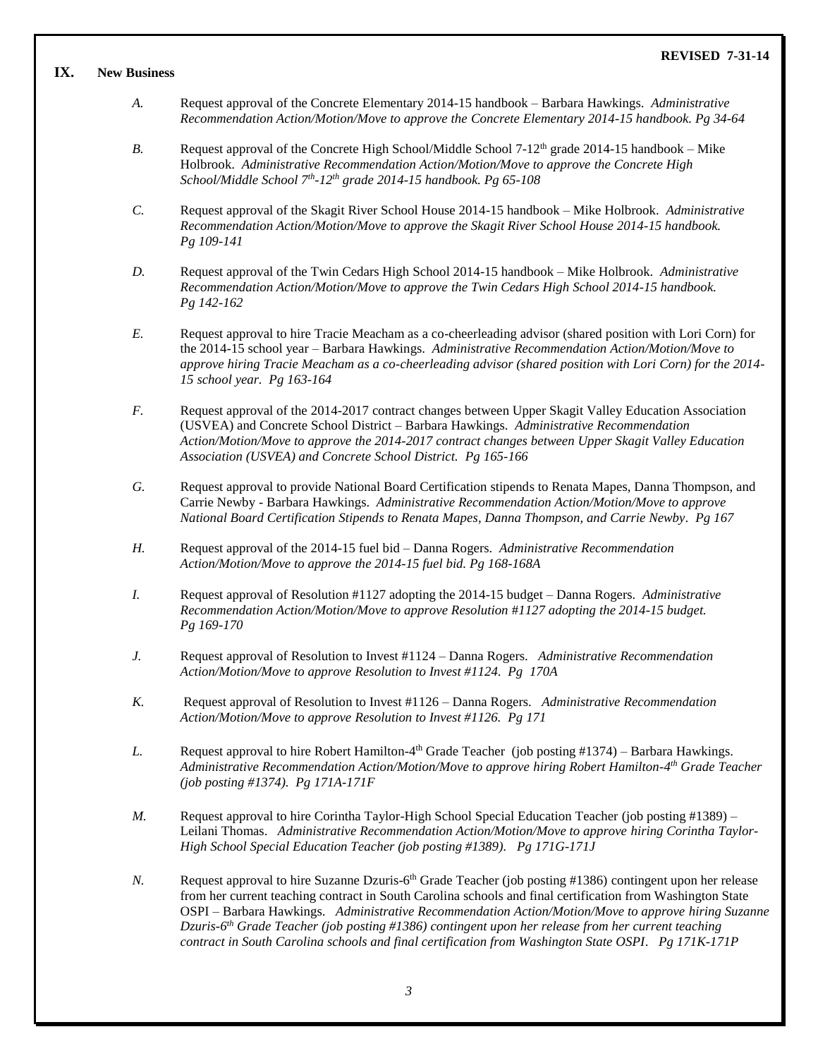**REVISED 7-31-14**

## IX. New Business

*A.* Request approval of the Concrete Elementary 2014-15 handbook – Barbara Hawkings. *Administrative Recommendation Action/Motion/Move to approve the Concrete Elementary 2014-15 handbook. Pg 34-64*

*B.* Request approval of the Concrete High School/Middle School 7-12th grade 2014-15 handbook – Mike Holbrook. *Administrative Recommendation Action/Motion/Move to approve the Concrete High School/Middle School 7th-12th grade 2014-15 handbook. Pg 65-108*

*C.* Request approval of the Skagit River School House 2014-15 handbook – Mike Holbrook. *Administrative Recommendation Action/Motion/Move to approve the Skagit River School House 2014-15 handbook. Pg 109-141*

*D.* Request approval of the Twin Cedars High School 2014-15 handbook – Mike Holbrook. *Administrative Recommendation Action/Motion/Move to approve the Twin Cedars High School 2014-15 handbook. Pg 142-162*

*E.* Request approval to hire Tracie Meacham as a co-cheerleading advisor (shared position with Lori Corn) for the 2014-15 school year – Barbara Hawkings. *Administrative Recommendation Action/Motion/Move to approve hiring Tracie Meacham as a co-cheerleading advisor (shared position with Lori Corn) for the 2014-15 school year. Pg 163-164*

*F.* Request approval of the 2014-2017 contract changes between Upper Skagit Valley Education Association (USVEA) and Concrete School District – Barbara Hawkings. *Administrative Recommendation Action/Motion/Move to approve the 2014-2017 contract changes between Upper Skagit Valley Education Association (USVEA) and Concrete School District. Pg 165-166*

*G.* Request approval to provide National Board Certification stipends to Renata Mapes, Danna Thompson, and Carrie Newby - Barbara Hawkings. *Administrative Recommendation Action/Motion/Move to approve National Board Certification Stipends to Renata Mapes, Danna Thompson, and Carrie Newby. Pg 167*

*H.* Request approval of the 2014-15 fuel bid – Danna Rogers. *Administrative Recommendation Action/Motion/Move to approve the 2014-15 fuel bid. Pg 168-168A*

*I.* Request approval of Resolution #1127 adopting the 2014-15 budget – Danna Rogers. *Administrative Recommendation Action/Motion/Move to approve Resolution #1127 adopting the 2014-15 budget. Pg 169-170*

*J.* Request approval of Resolution to Invest #1124 – Danna Rogers. *Administrative Recommendation Action/Motion/Move to approve Resolution to Invest #1124. Pg 170A*

*K.* Request approval of Resolution to Invest #1126 – Danna Rogers. *Administrative Recommendation Action/Motion/Move to approve Resolution to Invest #1126. Pg 171*

*L.* Request approval to hire Robert Hamilton-4th Grade Teacher (job posting #1374) – Barbara Hawkings. *Administrative Recommendation Action/Motion/Move to approve hiring Robert Hamilton-4th Grade Teacher (job posting #1374). Pg 171A-171F*

*M.* Request approval to hire Corintha Taylor-High School Special Education Teacher (job posting #1389) – Leilani Thomas. *Administrative Recommendation Action/Motion/Move to approve hiring Corintha Taylor-High School Special Education Teacher (job posting #1389). Pg 171G-171J*

*N.* Request approval to hire Suzanne Dzuris-6th Grade Teacher (job posting #1386) contingent upon her release from her current teaching contract in South Carolina schools and final certification from Washington State OSPI – Barbara Hawkings. *Administrative Recommendation Action/Motion/Move to approve hiring Suzanne Dzuris-6th Grade Teacher (job posting #1386) contingent upon her release from her current teaching contract in South Carolina schools and final certification from Washington State OSPI. Pg 171K-171P*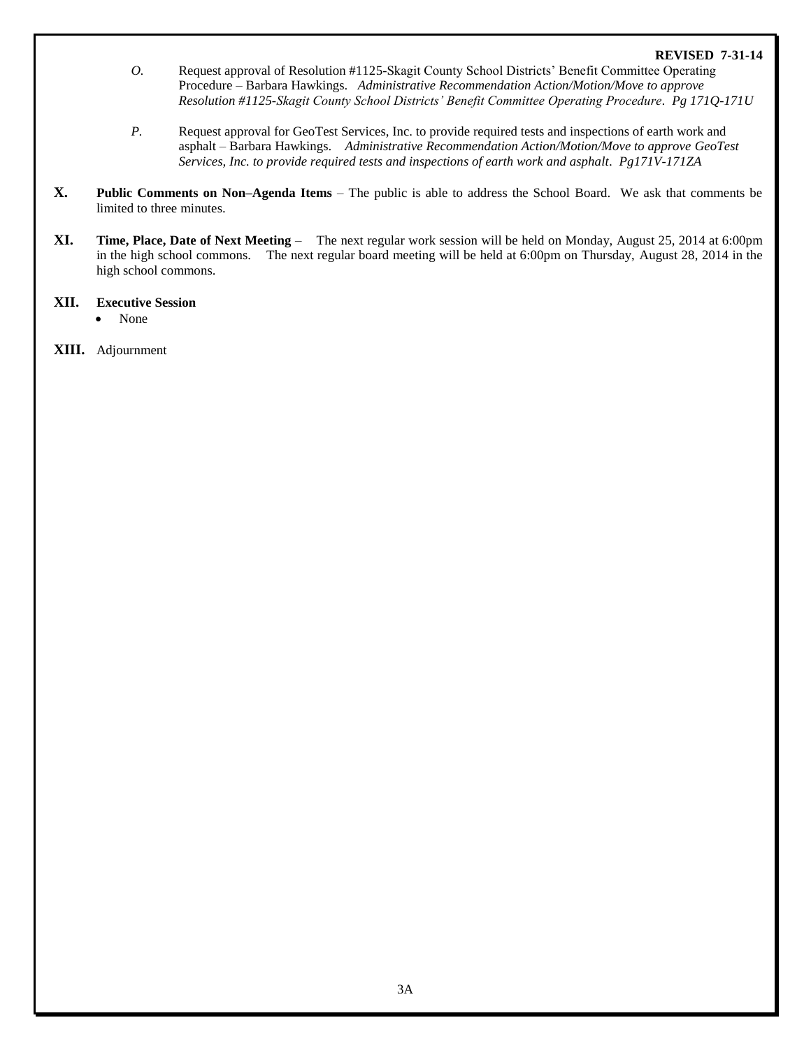**REVISED 7-31-14**

*O.* Request approval of Resolution #1125-Skagit County School Districts' Benefit Committee Operating Procedure – Barbara Hawkings. *Administrative Recommendation Action/Motion/Move to approve Resolution #1125-Skagit County School Districts' Benefit Committee Operating Procedure. Pg 171Q-171U*

*P.* Request approval for GeoTest Services, Inc. to provide required tests and inspections of earth work and asphalt – Barbara Hawkings. *Administrative Recommendation Action/Motion/Move to approve GeoTest Services, Inc. to provide required tests and inspections of earth work and asphalt. Pg171V-171ZA*

**X. Public Comments on Non–Agenda Items** – The public is able to address the School Board. We ask that comments be limited to three minutes.

**XI. Time, Place, Date of Next Meeting** – The next regular work session will be held on Monday, August 25, 2014 at 6:00pm in the high school commons. The next regular board meeting will be held at 6:00pm on Thursday, August 28, 2014 in the high school commons.

**XII. Executive Session**

- None

**XIII.** Adjournment

3A